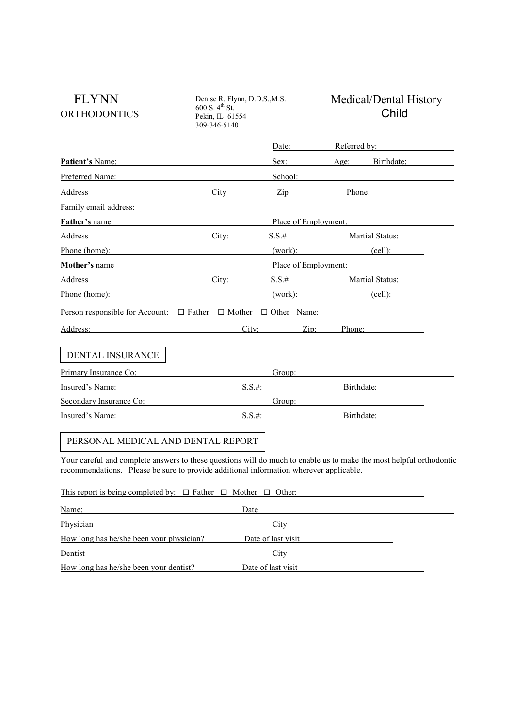**FLYNN**
**ORTHODONTICS**

Denise R. Flynn, D.D.S.,M.S.
600 S. 4th St.
Pekin, IL 61554
309-346-5140

# Medical/Dental History
## Child

Date: ____________ Referred by: ____________________

**Patient's** Name: ______________________________ Sex: ________ Age: ______ Birthdate: ____________

Preferred Name: ______________________________ School: ______________________________

Address ____________________ City ____________ Zip ____________ Phone: ____________

Family email address: __________________________________________________________

**Father's** name ______________________________ Place of Employment: ______________________

Address ____________________ City: ____________ S.S.# ____________ Martial Status: ____________

Phone (home): ______________________________ (work): ____________ (cell): ____________

**Mother's** name ______________________________ Place of Employment: ______________________

Address ____________________ City: ____________ S.S.# ____________ Martial Status: ____________

Phone (home): ______________________________ (work): ____________ (cell): ____________

Person responsible for Account: ☐ Father ☐ Mother ☐ Other Name: ______________________

Address: ______________________________ City: ____________ Zip: ________ Phone: ____________

## DENTAL INSURANCE

Primary Insurance Co: ______________________________ Group: ______________________________

Insured's Name: ______________________________ S.S.#: ____________ Birthdate: ____________

Secondary Insurance Co: ______________________________ Group: ______________________________

Insured's Name: ______________________________ S.S.#: ____________ Birthdate: ____________

## PERSONAL MEDICAL AND DENTAL REPORT

Your careful and complete answers to these questions will do much to enable us to make the most helpful orthodontic recommendations. Please be sure to provide additional information wherever applicable.

This report is being completed by: ☐ Father ☐ Mother ☐ Other: ______________________

Name: ______________________________ Date ______________________________

Physician ______________________________ City ______________________________

How long has he/she been your physician? ____________ Date of last visit ____________

Dentist ______________________________ City ______________________________

How long has he/she been your dentist? ____________ Date of last visit ____________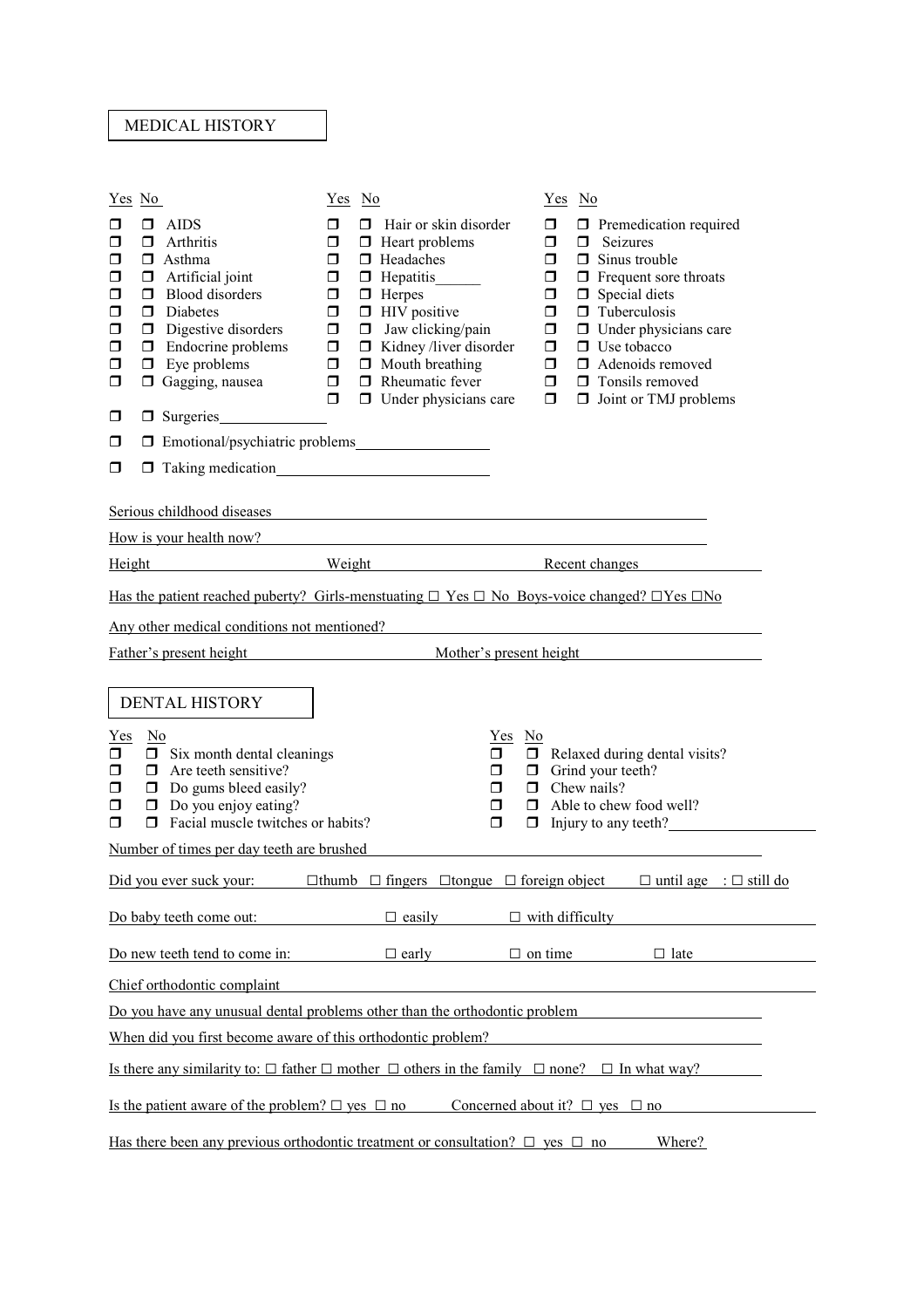## MEDICAL HISTORY

| Yes | No | | Yes | No | | Yes | No | |
|---|---|---|---|---|---|---|---|---|
| ❐ | ❐ | AIDS | ❐ | ❐ | Hair or skin disorder | ❐ | ❐ | Premedication required |
| ❐ | ❐ | Arthritis | ❐ | ❐ | Heart problems | ❐ | ❐ | Seizures |
| ❐ | ❐ | Asthma | ❐ | ❐ | Headaches | ❐ | ❐ | Sinus trouble |
| ❐ | ❐ | Artificial joint | ❐ | ❐ | Hepatitis______ | ❐ | ❐ | Frequent sore throats |
| ❐ | ❐ | Blood disorders | ❐ | ❐ | Herpes | ❐ | ❐ | Special diets |
| ❐ | ❐ | Diabetes | ❐ | ❐ | HIV positive | ❐ | ❐ | Tuberculosis |
| ❐ | ❐ | Digestive disorders | ❐ | ❐ | Jaw clicking/pain | ❐ | ❐ | Under physicians care |
| ❐ | ❐ | Endocrine problems | ❐ | ❐ | Kidney /liver disorder | ❐ | ❐ | Use tobacco |
| ❐ | ❐ | Eye problems | ❐ | ❐ | Mouth breathing | ❐ | ❐ | Adenoids removed |
| ❐ | ❐ | Gagging, nausea | ❐ | ❐ | Rheumatic fever | ❐ | ❐ | Tonsils removed |
| | | | ❐ | ❐ | Under physicians care | ❐ | ❐ | Joint or TMJ problems |

❐ ❐ Surgeries______________

❐ ❐ Emotional/psychiatric problems_________________

❐ ❐ Taking medication___________________________

Serious childhood diseases ____________________________________________

How is your health now? ____________________________________________

Height ______________ Weight ______________ Recent changes ______________

Has the patient reached puberty? Girls-menstuating ☐ Yes ☐ No Boys-voice changed? ☐Yes ☐No

Any other medical conditions not mentioned? ______________________________

Father's present height ______________ Mother's present height ______________

## DENTAL HISTORY

| Yes | No | | Yes | No | |
|---|---|---|---|---|---|
| ❐ | ❐ | Six month dental cleanings | ❐ | ❐ | Relaxed during dental visits? |
| ❐ | ❐ | Are teeth sensitive? | ❐ | ❐ | Grind your teeth? |
| ❐ | ❐ | Do gums bleed easily? | ❐ | ❐ | Chew nails? |
| ❐ | ❐ | Do you enjoy eating? | ❐ | ❐ | Able to chew food well? |
| ❐ | ❐ | Facial muscle twitches or habits? | ❐ | ❐ | Injury to any teeth?__________ |

Number of times per day teeth are brushed ______________________________

Did you ever suck your: ☐thumb ☐ fingers ☐tongue ☐ foreign object ☐ until age : ☐ still do

Do baby teeth come out: ☐ easily ☐ with difficulty

Do new teeth tend to come in: ☐ early ☐ on time ☐ late

Chief orthodontic complaint ______________________________

Do you have any unusual dental problems other than the orthodontic problem ______________

When did you first become aware of this orthodontic problem? ______________

Is there any similarity to: ☐ father ☐ mother ☐ others in the family ☐ none? ☐ In what way?

Is the patient aware of the problem? ☐ yes ☐ no Concerned about it? ☐ yes ☐ no

Has there been any previous orthodontic treatment or consultation? ☐ yes ☐ no Where?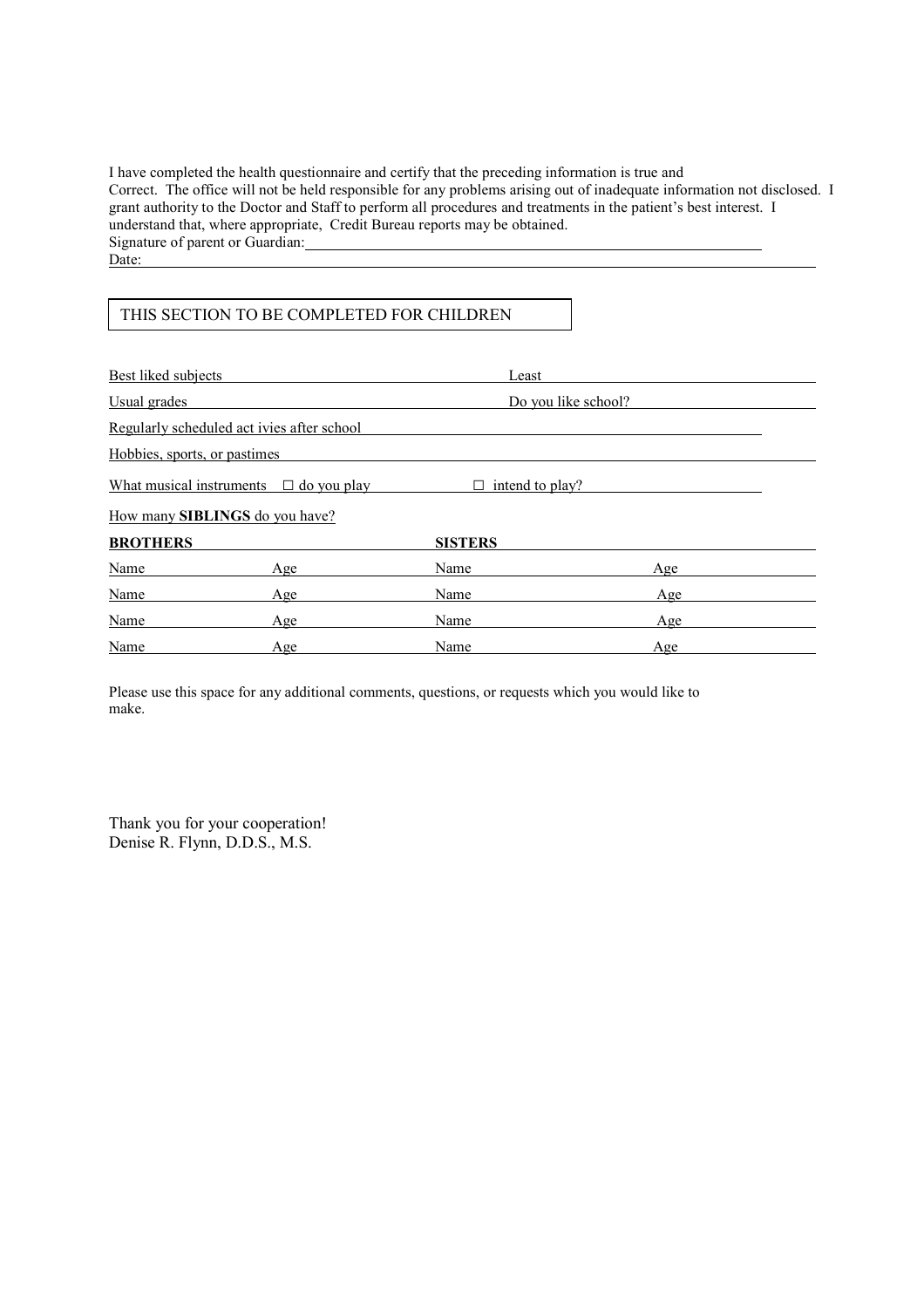I have completed the health questionnaire and certify that the preceding information is true and Correct. The office will not be held responsible for any problems arising out of inadequate information not disclosed. I grant authority to the Doctor and Staff to perform all procedures and treatments in the patient's best interest. I understand that, where appropriate, Credit Bureau reports may be obtained.

Signature of parent or Guardian: ______________________________

Date: ______________________________

## THIS SECTION TO BE COMPLETED FOR CHILDREN

Best liked subjects ______________________ Least ______________________

Usual grades ______________________ Do you like school? ______________________

Regularly scheduled act ivies after school ______________________

Hobbies, sports, or pastimes ______________________

What musical instruments ☐ do you play ______________ ☐ intend to play? ______________

How many **SIBLINGS** do you have?

| **BROTHERS** | | **SISTERS** | |
|---|---|---|---|
| Name | Age | Name | Age |
| Name | Age | Name | Age |
| Name | Age | Name | Age |
| Name | Age | Name | Age |

Please use this space for any additional comments, questions, or requests which you would like to make.

Thank you for your cooperation!
Denise R. Flynn, D.D.S., M.S.